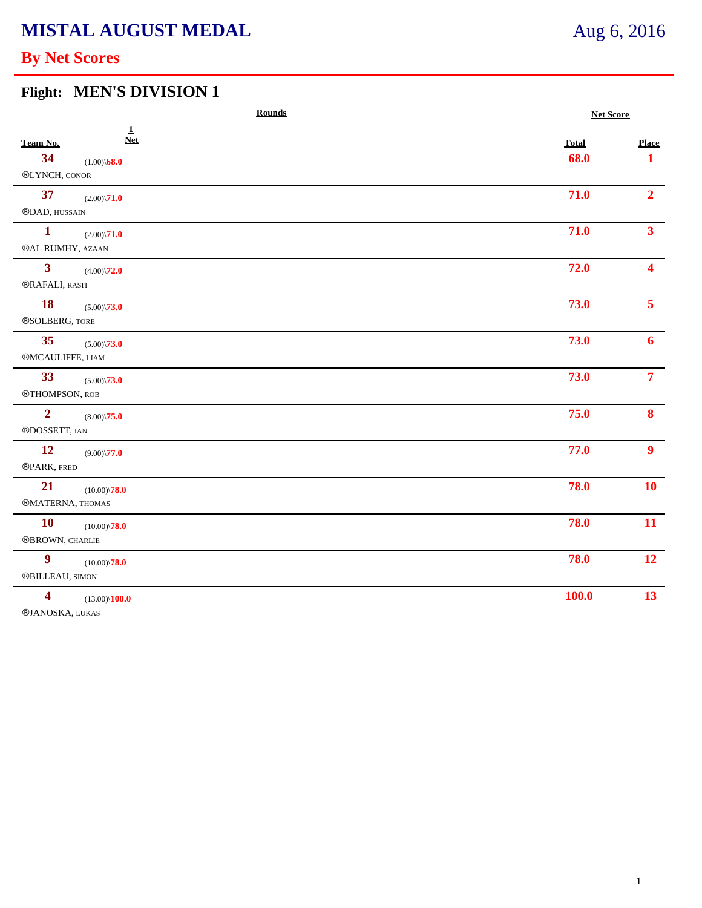# MISTAL AUGUST MEDAL

Aug 6, 2016

## By Net Scores

### Flight: MEN'S DIVISION 1

| Team No. | Rounds 1 Net | Net Score Total | Place |
|---|---|---|---|
| 34 ®LYNCH, CONOR | (1.00)\68.0 | 68.0 | 1 |
| 37 ®DAD, HUSSAIN | (2.00)\71.0 | 71.0 | 2 |
| 1 ®AL RUMHY, AZAAN | (2.00)\71.0 | 71.0 | 3 |
| 3 ®RAFALI, RASIT | (4.00)\72.0 | 72.0 | 4 |
| 18 ®SOLBERG, TORE | (5.00)\73.0 | 73.0 | 5 |
| 35 ®MCAULIFFE, LIAM | (5.00)\73.0 | 73.0 | 6 |
| 33 ®THOMPSON, ROB | (5.00)\73.0 | 73.0 | 7 |
| 2 ®DOSSETT, IAN | (8.00)\75.0 | 75.0 | 8 |
| 12 ®PARK, FRED | (9.00)\77.0 | 77.0 | 9 |
| 21 ®MATERNA, THOMAS | (10.00)\78.0 | 78.0 | 10 |
| 10 ®BROWN, CHARLIE | (10.00)\78.0 | 78.0 | 11 |
| 9 ®BILLEAU, SIMON | (10.00)\78.0 | 78.0 | 12 |
| 4 ®JANOSKA, LUKAS | (13.00)\100.0 | 100.0 | 13 |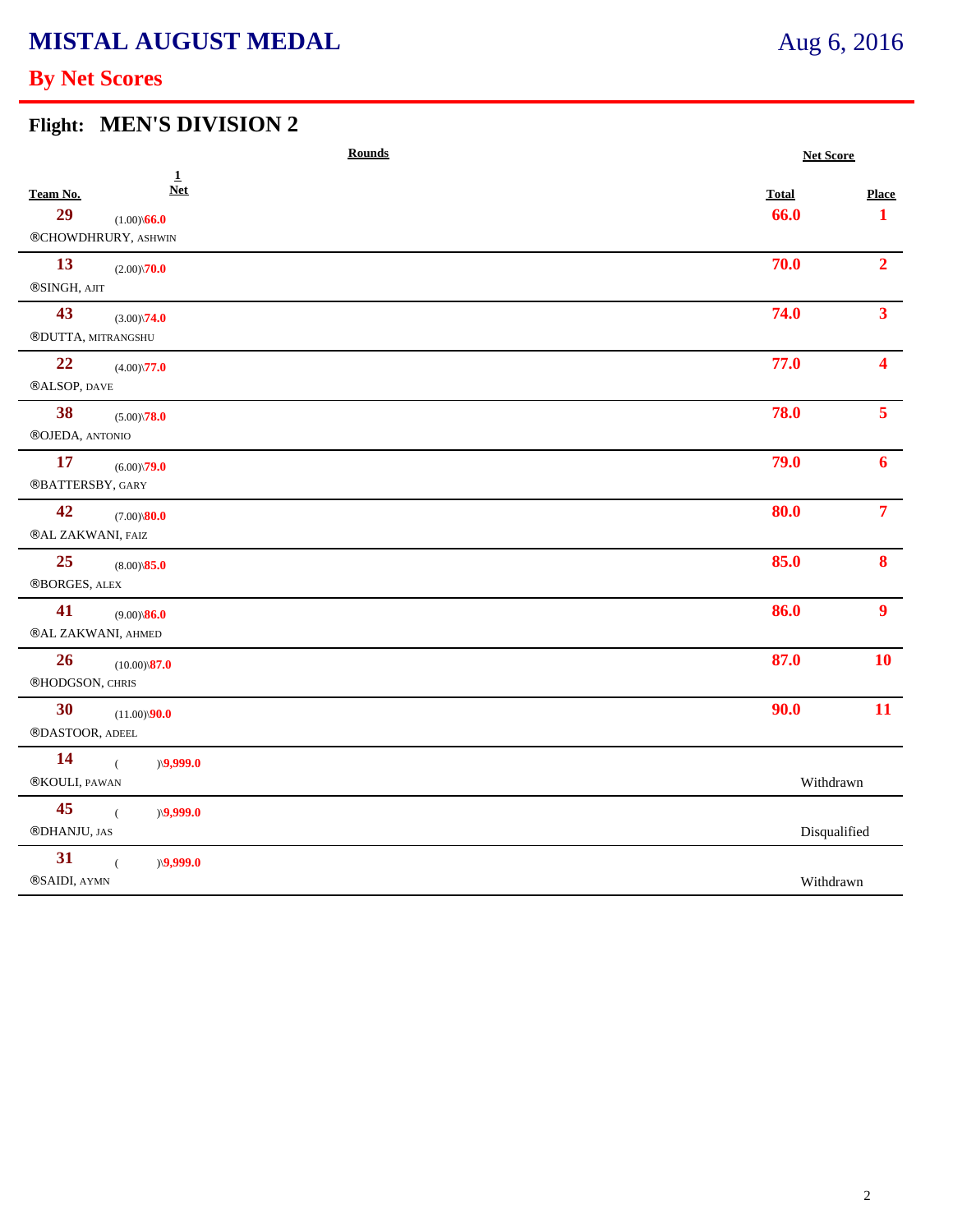# MISTAL AUGUST MEDAL

Aug 6, 2016

## By Net Scores

### Flight: MEN'S DIVISION 2

| Team No. | Rounds 1 Net | Net Score Total | Place |
|---|---|---|---|
| 29 ®CHOWDHRURY, ASHWIN | (1.00)\66.0 | 66.0 | 1 |
| 13 ®SINGH, AJIT | (2.00)\70.0 | 70.0 | 2 |
| 43 ®DUTTA, MITRANGSHU | (3.00)\74.0 | 74.0 | 3 |
| 22 ®ALSOP, DAVE | (4.00)\77.0 | 77.0 | 4 |
| 38 ®OJEDA, ANTONIO | (5.00)\78.0 | 78.0 | 5 |
| 17 ®BATTERSBY, GARY | (6.00)\79.0 | 79.0 | 6 |
| 42 ®AL ZAKWANI, FAIZ | (7.00)\80.0 | 80.0 | 7 |
| 25 ®BORGES, ALEX | (8.00)\85.0 | 85.0 | 8 |
| 41 ®AL ZAKWANI, AHMED | (9.00)\86.0 | 86.0 | 9 |
| 26 ®HODGSON, CHRIS | (10.00)\87.0 | 87.0 | 10 |
| 30 ®DASTOOR, ADEEL | (11.00)\90.0 | 90.0 | 11 |
| 14 ®KOULI, PAWAN | ( )\9,999.0 | Withdrawn | |
| 45 ®DHANJU, JAS | ( )\9,999.0 | Disqualified | |
| 31 ®SAIDI, AYMN | ( )\9,999.0 | Withdrawn | |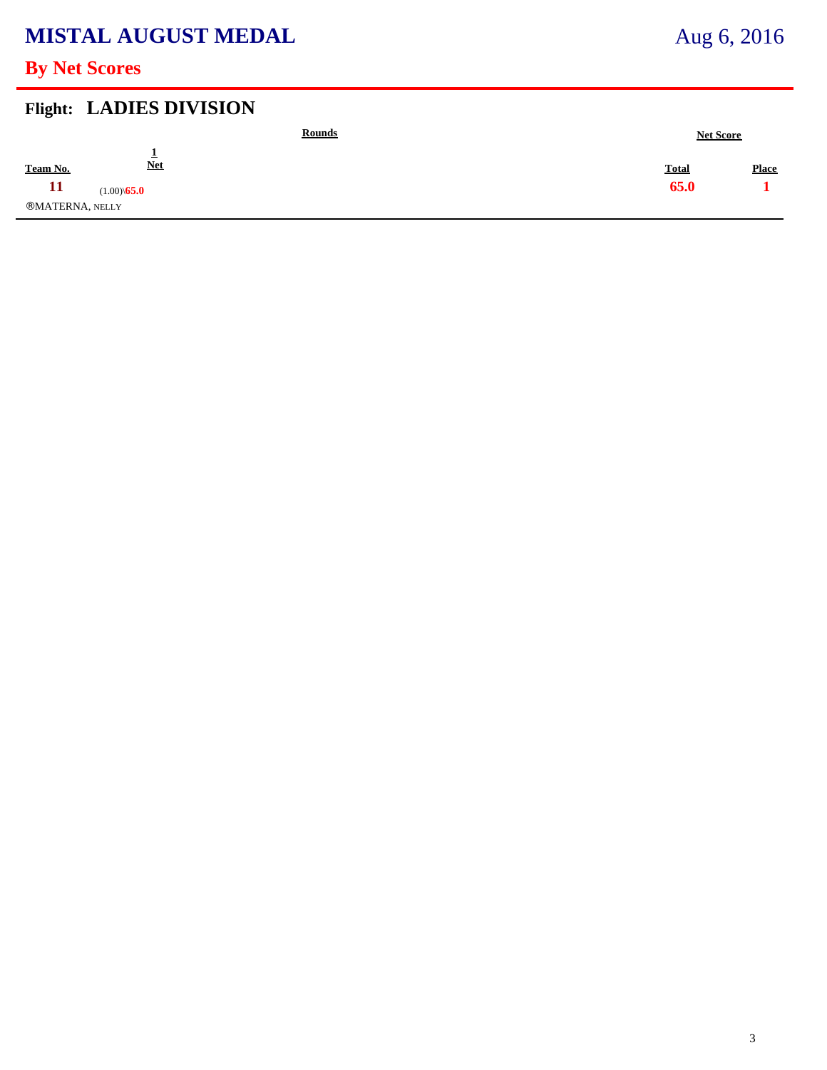# MISTAL AUGUST MEDAL

Aug 6, 2016

## By Net Scores

### Flight: LADIES DIVISION

| | Rounds | Net Score | |
|---|---|---|---|
| | 1 | | |
| Team No. | Net | Total | Place |
| 11 | (1.00)\65.0 | 65.0 | 1 |
| ®MATERNA, NELLY | | | |